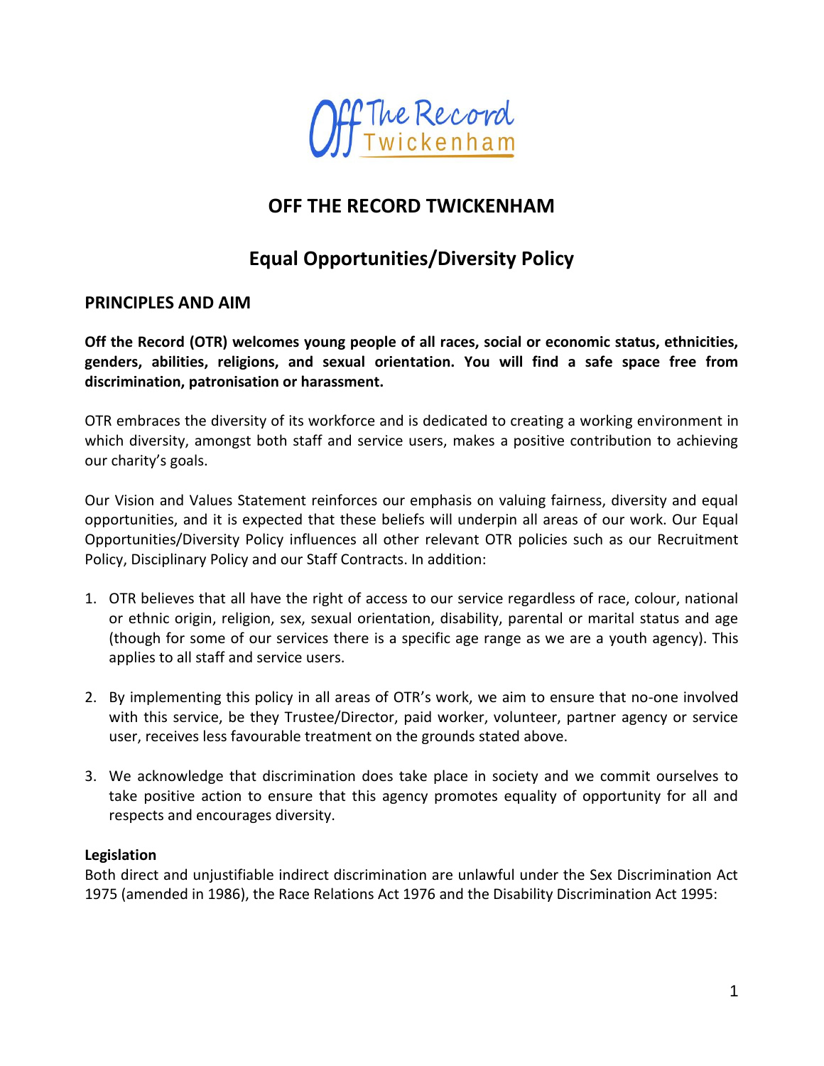Off The Record Twickenham

# OFF THE RECORD TWICKENHAM

## Equal Opportunities/Diversity Policy

### PRINCIPLES AND AIM

**Off the Record (OTR) welcomes young people of all races, social or economic status, ethnicities, genders, abilities, religions, and sexual orientation. You will find a safe space free from discrimination, patronisation or harassment.**

OTR embraces the diversity of its workforce and is dedicated to creating a working environment in which diversity, amongst both staff and service users, makes a positive contribution to achieving our charity's goals.

Our Vision and Values Statement reinforces our emphasis on valuing fairness, diversity and equal opportunities, and it is expected that these beliefs will underpin all areas of our work. Our Equal Opportunities/Diversity Policy influences all other relevant OTR policies such as our Recruitment Policy, Disciplinary Policy and our Staff Contracts. In addition:

1. OTR believes that all have the right of access to our service regardless of race, colour, national or ethnic origin, religion, sex, sexual orientation, disability, parental or marital status and age (though for some of our services there is a specific age range as we are a youth agency). This applies to all staff and service users.

2. By implementing this policy in all areas of OTR's work, we aim to ensure that no-one involved with this service, be they Trustee/Director, paid worker, volunteer, partner agency or service user, receives less favourable treatment on the grounds stated above.

3. We acknowledge that discrimination does take place in society and we commit ourselves to take positive action to ensure that this agency promotes equality of opportunity for all and respects and encourages diversity.

**Legislation**

Both direct and unjustifiable indirect discrimination are unlawful under the Sex Discrimination Act 1975 (amended in 1986), the Race Relations Act 1976 and the Disability Discrimination Act 1995: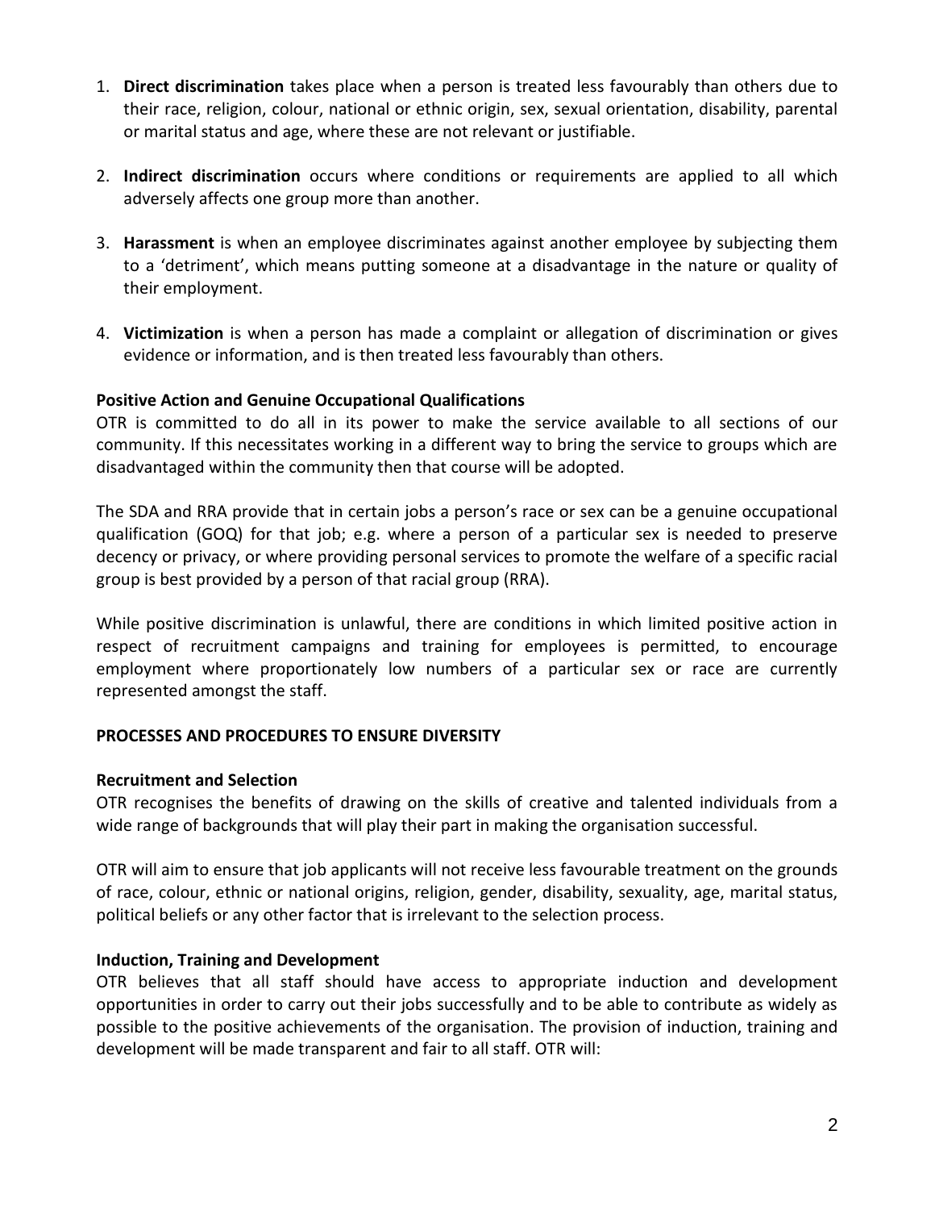1. **Direct discrimination** takes place when a person is treated less favourably than others due to their race, religion, colour, national or ethnic origin, sex, sexual orientation, disability, parental or marital status and age, where these are not relevant or justifiable.

2. **Indirect discrimination** occurs where conditions or requirements are applied to all which adversely affects one group more than another.

3. **Harassment** is when an employee discriminates against another employee by subjecting them to a 'detriment', which means putting someone at a disadvantage in the nature or quality of their employment.

4. **Victimization** is when a person has made a complaint or allegation of discrimination or gives evidence or information, and is then treated less favourably than others.

**Positive Action and Genuine Occupational Qualifications**

OTR is committed to do all in its power to make the service available to all sections of our community. If this necessitates working in a different way to bring the service to groups which are disadvantaged within the community then that course will be adopted.

The SDA and RRA provide that in certain jobs a person's race or sex can be a genuine occupational qualification (GOQ) for that job; e.g. where a person of a particular sex is needed to preserve decency or privacy, or where providing personal services to promote the welfare of a specific racial group is best provided by a person of that racial group (RRA).

While positive discrimination is unlawful, there are conditions in which limited positive action in respect of recruitment campaigns and training for employees is permitted, to encourage employment where proportionately low numbers of a particular sex or race are currently represented amongst the staff.

**PROCESSES AND PROCEDURES TO ENSURE DIVERSITY**

**Recruitment and Selection**

OTR recognises the benefits of drawing on the skills of creative and talented individuals from a wide range of backgrounds that will play their part in making the organisation successful.

OTR will aim to ensure that job applicants will not receive less favourable treatment on the grounds of race, colour, ethnic or national origins, religion, gender, disability, sexuality, age, marital status, political beliefs or any other factor that is irrelevant to the selection process.

**Induction, Training and Development**

OTR believes that all staff should have access to appropriate induction and development opportunities in order to carry out their jobs successfully and to be able to contribute as widely as possible to the positive achievements of the organisation. The provision of induction, training and development will be made transparent and fair to all staff. OTR will: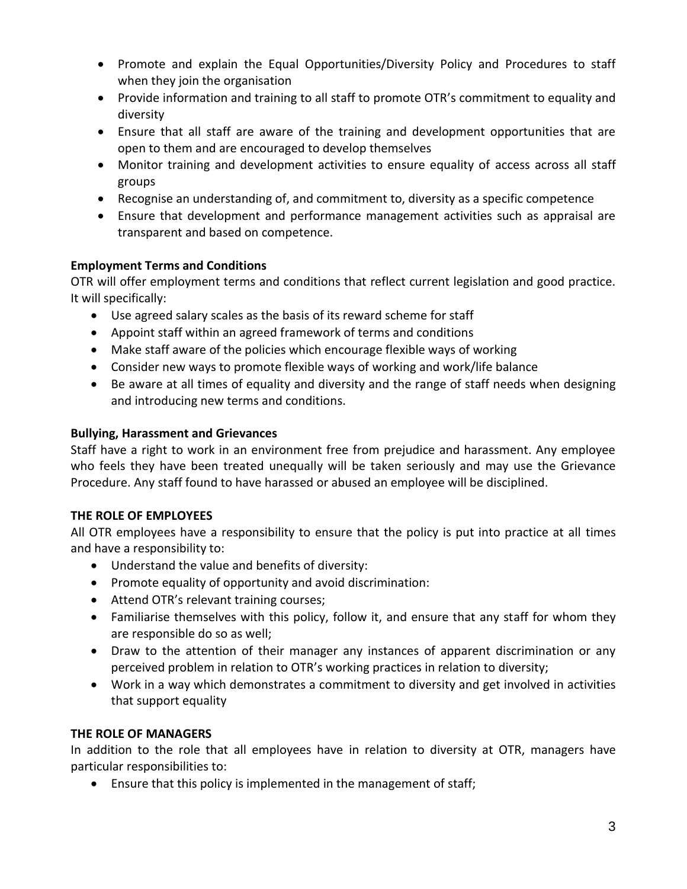- Promote and explain the Equal Opportunities/Diversity Policy and Procedures to staff when they join the organisation
- Provide information and training to all staff to promote OTR's commitment to equality and diversity
- Ensure that all staff are aware of the training and development opportunities that are open to them and are encouraged to develop themselves
- Monitor training and development activities to ensure equality of access across all staff groups
- Recognise an understanding of, and commitment to, diversity as a specific competence
- Ensure that development and performance management activities such as appraisal are transparent and based on competence.

**Employment Terms and Conditions**

OTR will offer employment terms and conditions that reflect current legislation and good practice. It will specifically:

- Use agreed salary scales as the basis of its reward scheme for staff
- Appoint staff within an agreed framework of terms and conditions
- Make staff aware of the policies which encourage flexible ways of working
- Consider new ways to promote flexible ways of working and work/life balance
- Be aware at all times of equality and diversity and the range of staff needs when designing and introducing new terms and conditions.

**Bullying, Harassment and Grievances**

Staff have a right to work in an environment free from prejudice and harassment. Any employee who feels they have been treated unequally will be taken seriously and may use the Grievance Procedure. Any staff found to have harassed or abused an employee will be disciplined.

**THE ROLE OF EMPLOYEES**

All OTR employees have a responsibility to ensure that the policy is put into practice at all times and have a responsibility to:

- Understand the value and benefits of diversity:
- Promote equality of opportunity and avoid discrimination:
- Attend OTR's relevant training courses;
- Familiarise themselves with this policy, follow it, and ensure that any staff for whom they are responsible do so as well;
- Draw to the attention of their manager any instances of apparent discrimination or any perceived problem in relation to OTR's working practices in relation to diversity;
- Work in a way which demonstrates a commitment to diversity and get involved in activities that support equality

**THE ROLE OF MANAGERS**

In addition to the role that all employees have in relation to diversity at OTR, managers have particular responsibilities to:

- Ensure that this policy is implemented in the management of staff;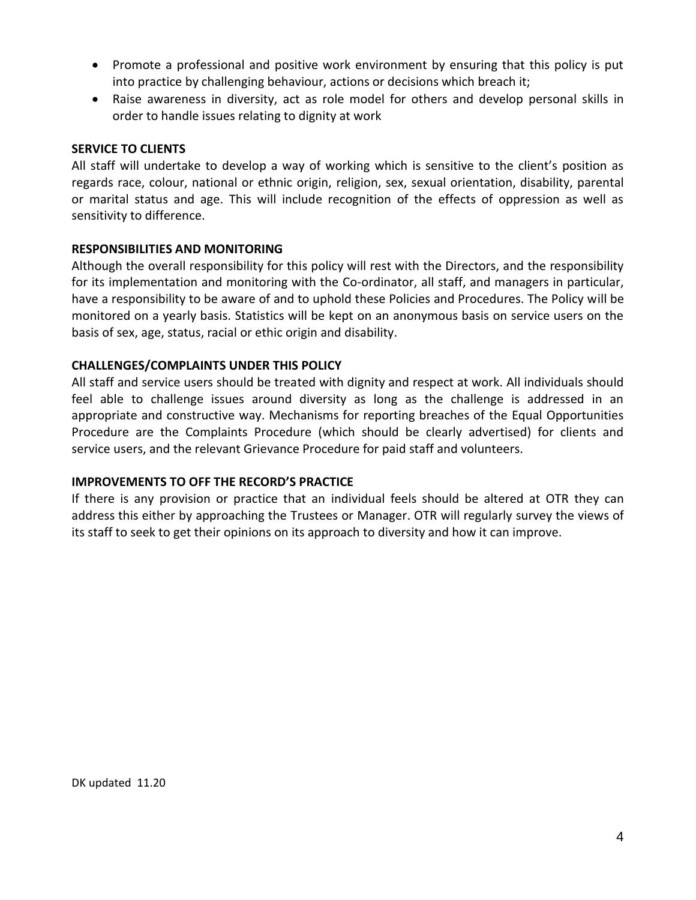- Promote a professional and positive work environment by ensuring that this policy is put into practice by challenging behaviour, actions or decisions which breach it;
- Raise awareness in diversity, act as role model for others and develop personal skills in order to handle issues relating to dignity at work

**SERVICE TO CLIENTS**

All staff will undertake to develop a way of working which is sensitive to the client's position as regards race, colour, national or ethnic origin, religion, sex, sexual orientation, disability, parental or marital status and age. This will include recognition of the effects of oppression as well as sensitivity to difference.

**RESPONSIBILITIES AND MONITORING**

Although the overall responsibility for this policy will rest with the Directors, and the responsibility for its implementation and monitoring with the Co-ordinator, all staff, and managers in particular, have a responsibility to be aware of and to uphold these Policies and Procedures. The Policy will be monitored on a yearly basis. Statistics will be kept on an anonymous basis on service users on the basis of sex, age, status, racial or ethic origin and disability.

**CHALLENGES/COMPLAINTS UNDER THIS POLICY**

All staff and service users should be treated with dignity and respect at work. All individuals should feel able to challenge issues around diversity as long as the challenge is addressed in an appropriate and constructive way. Mechanisms for reporting breaches of the Equal Opportunities Procedure are the Complaints Procedure (which should be clearly advertised) for clients and service users, and the relevant Grievance Procedure for paid staff and volunteers.

**IMPROVEMENTS TO OFF THE RECORD'S PRACTICE**

If there is any provision or practice that an individual feels should be altered at OTR they can address this either by approaching the Trustees or Manager. OTR will regularly survey the views of its staff to seek to get their opinions on its approach to diversity and how it can improve.

DK updated 11.20